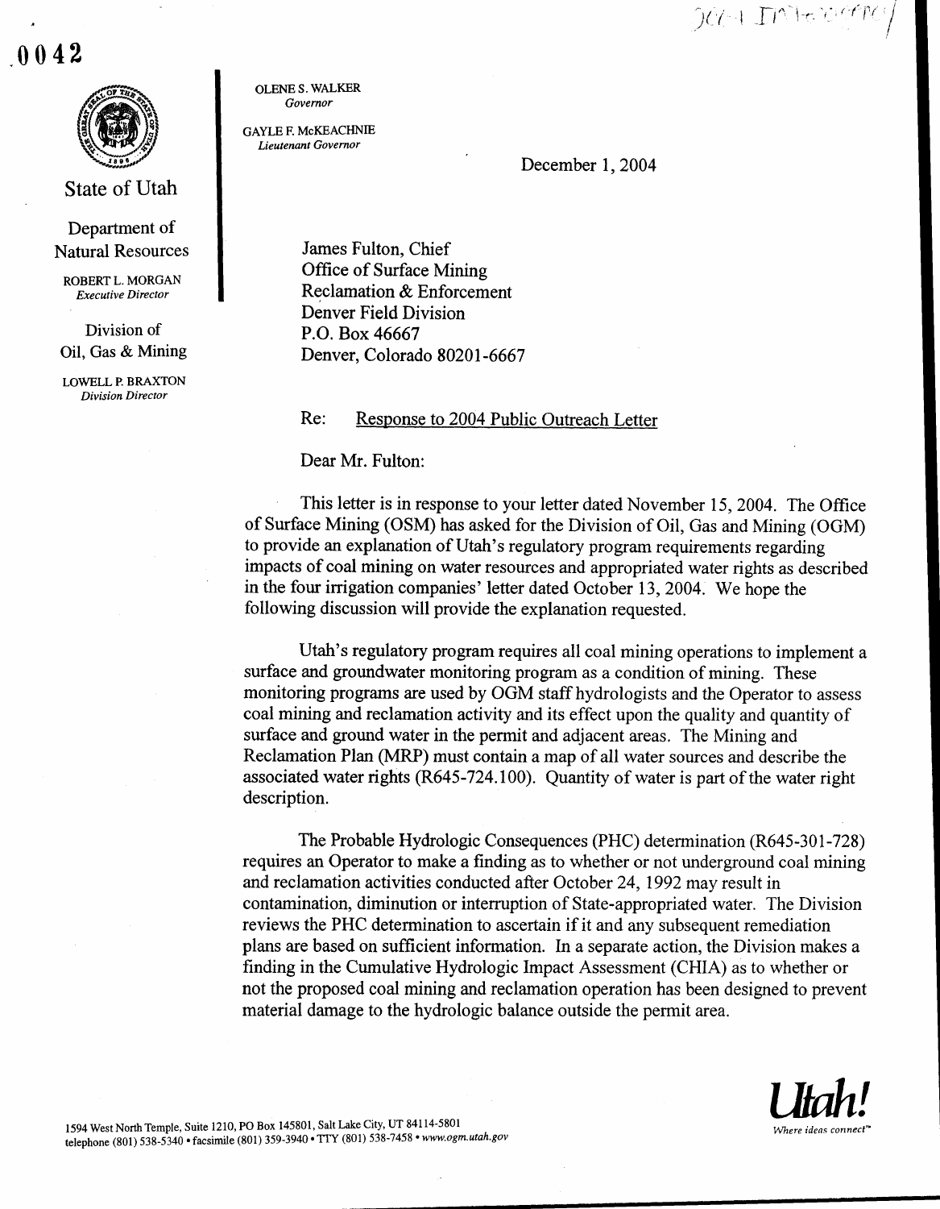0042

State of Utah

Department of Natural Resources

ROBERT L. MORGAN
*Executive Director*

Division of Oil, Gas & Mining

LOWELL P. BRAXTON
*Division Director*

OLENE S. WALKER
*Governor*

GAYLE F. McKEACHNIE
*Lieutenant Governor*

December 1, 2004

James Fulton, Chief
Office of Surface Mining
Reclamation & Enforcement
Denver Field Division
P.O. Box 46667
Denver, Colorado 80201-6667

Re: Response to 2004 Public Outreach Letter

Dear Mr. Fulton:

This letter is in response to your letter dated November 15, 2004. The Office of Surface Mining (OSM) has asked for the Division of Oil, Gas and Mining (OGM) to provide an explanation of Utah's regulatory program requirements regarding impacts of coal mining on water resources and appropriated water rights as described in the four irrigation companies' letter dated October 13, 2004. We hope the following discussion will provide the explanation requested.

Utah's regulatory program requires all coal mining operations to implement a surface and groundwater monitoring program as a condition of mining. These monitoring programs are used by OGM staff hydrologists and the Operator to assess coal mining and reclamation activity and its effect upon the quality and quantity of surface and ground water in the permit and adjacent areas. The Mining and Reclamation Plan (MRP) must contain a map of all water sources and describe the associated water rights (R645-724.100). Quantity of water is part of the water right description.

The Probable Hydrologic Consequences (PHC) determination (R645-301-728) requires an Operator to make a finding as to whether or not underground coal mining and reclamation activities conducted after October 24, 1992 may result in contamination, diminution or interruption of State-appropriated water. The Division reviews the PHC determination to ascertain if it and any subsequent remediation plans are based on sufficient information. In a separate action, the Division makes a finding in the Cumulative Hydrologic Impact Assessment (CHIA) as to whether or not the proposed coal mining and reclamation operation has been designed to prevent material damage to the hydrologic balance outside the permit area.

1594 West North Temple, Suite 1210, PO Box 145801, Salt Lake City, UT 84114-5801
telephone (801) 538-5340 • facsimile (801) 359-3940 • TTY (801) 538-7458 • www.ogm.utah.gov

Utah! Where ideas connect™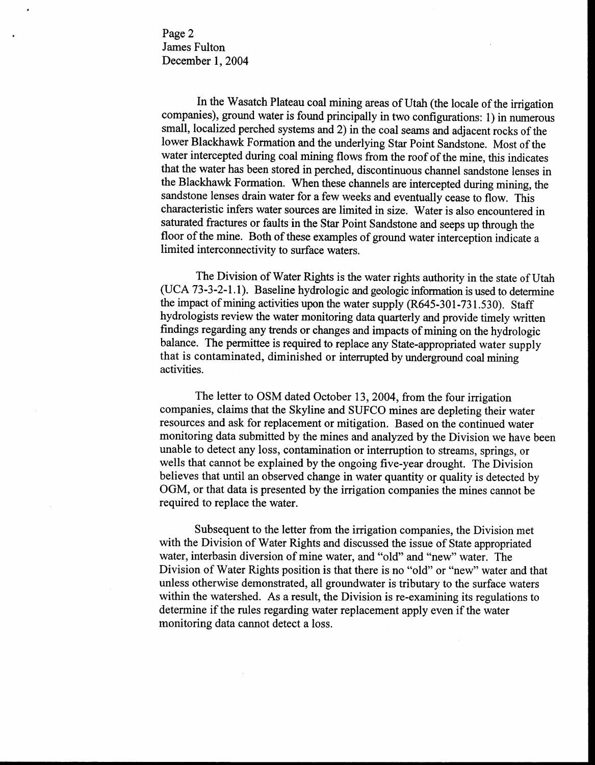In the Wasatch Plateau coal mining areas of Utah (the locale of the irrigation companies), ground water is found principally in two configurations: 1) in numerous small, localized perched systems and 2) in the coal seams and adjacent rocks of the lower Blackhawk Formation and the underlying Star Point Sandstone. Most of the water intercepted during coal mining flows from the roof of the mine, this indicates that the water has been stored in perched, discontinuous channel sandstone lenses in the Blackhawk Formation. When these channels are intercepted during mining, the sandstone lenses drain water for a few weeks and eventually cease to flow. This characteristic infers water sources are limited in size. Water is also encountered in saturated fractures or faults in the Star Point Sandstone and seeps up through the floor of the mine. Both of these examples of ground water interception indicate a limited interconnectivity to surface waters.

The Division of Water Rights is the water rights authority in the state of Utah (UCA 73-3-2-1.1). Baseline hydrologic and geologic information is used to determine the impact of mining activities upon the water supply (R645-301-731.530). Staff hydrologists review the water monitoring data quarterly and provide timely written findings regarding any trends or changes and impacts of mining on the hydrologic balance. The permittee is required to replace any State-appropriated water supply that is contaminated, diminished or interrupted by underground coal mining activities.

The letter to OSM dated October 13, 2004, from the four irrigation companies, claims that the Skyline and SUFCO mines are depleting their water resources and ask for replacement or mitigation. Based on the continued water monitoring data submitted by the mines and analyzed by the Division we have been unable to detect any loss, contamination or interruption to streams, springs, or wells that cannot be explained by the ongoing five-year drought. The Division believes that until an observed change in water quantity or quality is detected by OGM, or that data is presented by the irrigation companies the mines cannot be required to replace the water.

Subsequent to the letter from the irrigation companies, the Division met with the Division of Water Rights and discussed the issue of State appropriated water, interbasin diversion of mine water, and "old" and "new" water. The Division of Water Rights position is that there is no "old" or "new" water and that unless otherwise demonstrated, all groundwater is tributary to the surface waters within the watershed. As a result, the Division is re-examining its regulations to determine if the rules regarding water replacement apply even if the water monitoring data cannot detect a loss.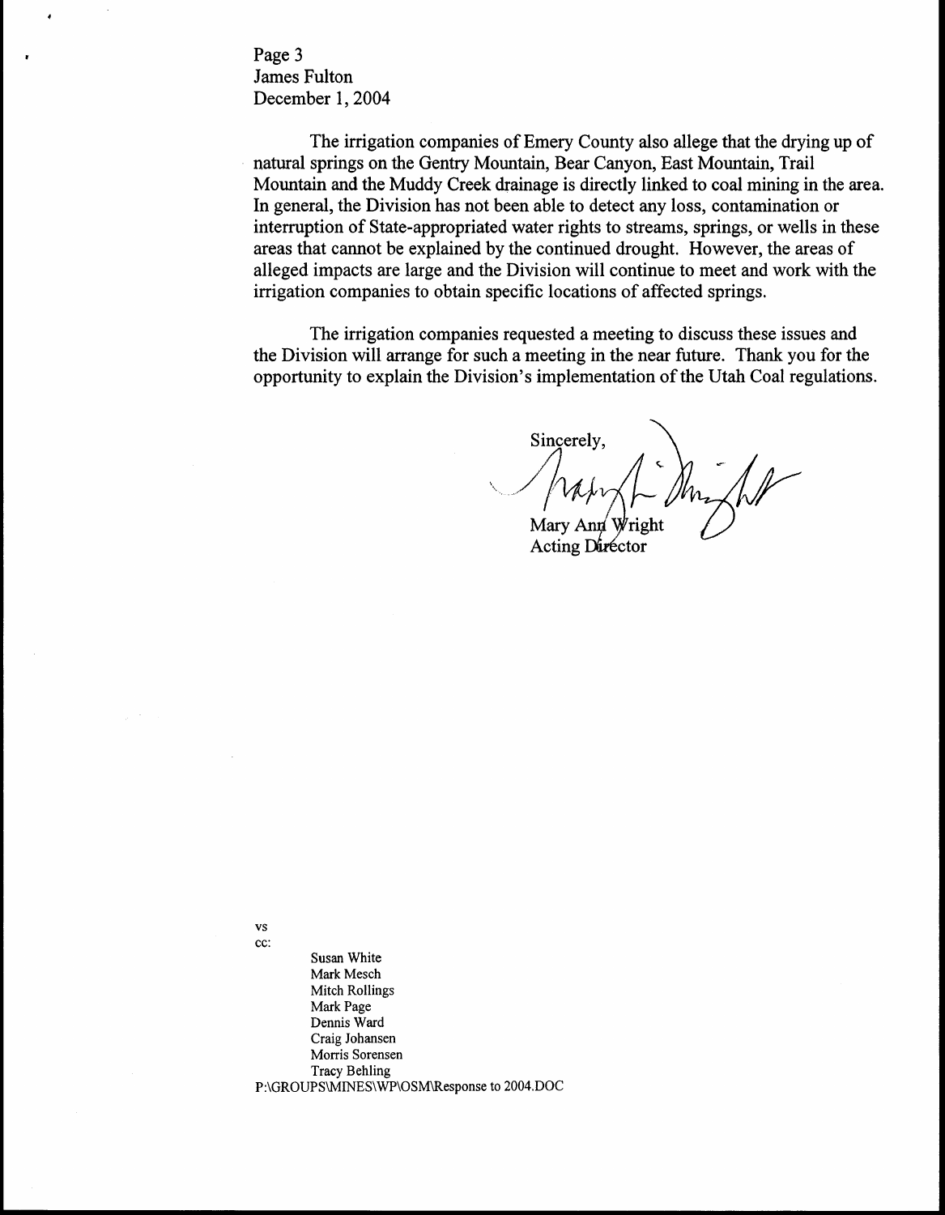Page 3
James Fulton
December 1, 2004

The irrigation companies of Emery County also allege that the drying up of natural springs on the Gentry Mountain, Bear Canyon, East Mountain, Trail Mountain and the Muddy Creek drainage is directly linked to coal mining in the area. In general, the Division has not been able to detect any loss, contamination or interruption of State-appropriated water rights to streams, springs, or wells in these areas that cannot be explained by the continued drought. However, the areas of alleged impacts are large and the Division will continue to meet and work with the irrigation companies to obtain specific locations of affected springs.

The irrigation companies requested a meeting to discuss these issues and the Division will arrange for such a meeting in the near future. Thank you for the opportunity to explain the Division's implementation of the Utah Coal regulations.

Sincerely,

Mary Ann Wright
Acting Director

vs
cc:

Susan White
Mark Mesch
Mitch Rollings
Mark Page
Dennis Ward
Craig Johansen
Morris Sorensen
Tracy Behling

P:\GROUPS\MINES\WP\OSM\Response to 2004.DOC